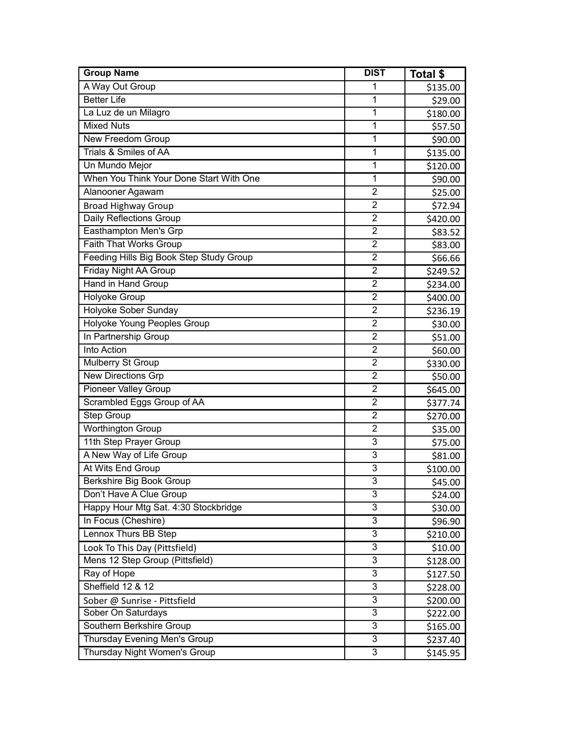| Group Name | DIST | Total $ |
|---|---|---|
| A Way Out Group | 1 | $135.00 |
| Better Life | 1 | $29.00 |
| La Luz de un Milagro | 1 | $180.00 |
| Mixed Nuts | 1 | $57.50 |
| New Freedom Group | 1 | $90.00 |
| Trials & Smiles of AA | 1 | $135.00 |
| Un Mundo Mejor | 1 | $120.00 |
| When You Think Your Done Start With One | 1 | $90.00 |
| Alanooner Agawam | 2 | $25.00 |
| Broad Highway Group | 2 | $72.94 |
| Daily Reflections Group | 2 | $420.00 |
| Easthampton Men's Grp | 2 | $83.52 |
| Faith That Works Group | 2 | $83.00 |
| Feeding Hills Big Book Step Study Group | 2 | $66.66 |
| Friday Night AA Group | 2 | $249.52 |
| Hand in Hand Group | 2 | $234.00 |
| Holyoke Group | 2 | $400.00 |
| Holyoke Sober Sunday | 2 | $236.19 |
| Holyoke Young Peoples Group | 2 | $30.00 |
| In Partnership Group | 2 | $51.00 |
| Into Action | 2 | $60.00 |
| Mulberry St Group | 2 | $330.00 |
| New Directions Grp | 2 | $50.00 |
| Pioneer Valley Group | 2 | $645.00 |
| Scrambled Eggs Group of AA | 2 | $377.74 |
| Step Group | 2 | $270.00 |
| Worthington Group | 2 | $35.00 |
| 11th Step Prayer Group | 3 | $75.00 |
| A New Way of Life Group | 3 | $81.00 |
| At Wits End Group | 3 | $100.00 |
| Berkshire Big Book Group | 3 | $45.00 |
| Don't Have A Clue Group | 3 | $24.00 |
| Happy Hour Mtg Sat. 4:30 Stockbridge | 3 | $30.00 |
| In Focus (Cheshire) | 3 | $96.90 |
| Lennox Thurs BB Step | 3 | $210.00 |
| Look To This Day (Pittsfield) | 3 | $10.00 |
| Mens 12 Step Group (Pittsfield) | 3 | $128.00 |
| Ray of Hope | 3 | $127.50 |
| Sheffield 12 & 12 | 3 | $228.00 |
| Sober @ Sunrise - Pittsfield | 3 | $200.00 |
| Sober On Saturdays | 3 | $222.00 |
| Southern Berkshire Group | 3 | $165.00 |
| Thursday Evening Men's Group | 3 | $237.40 |
| Thursday Night Women's Group | 3 | $145.95 |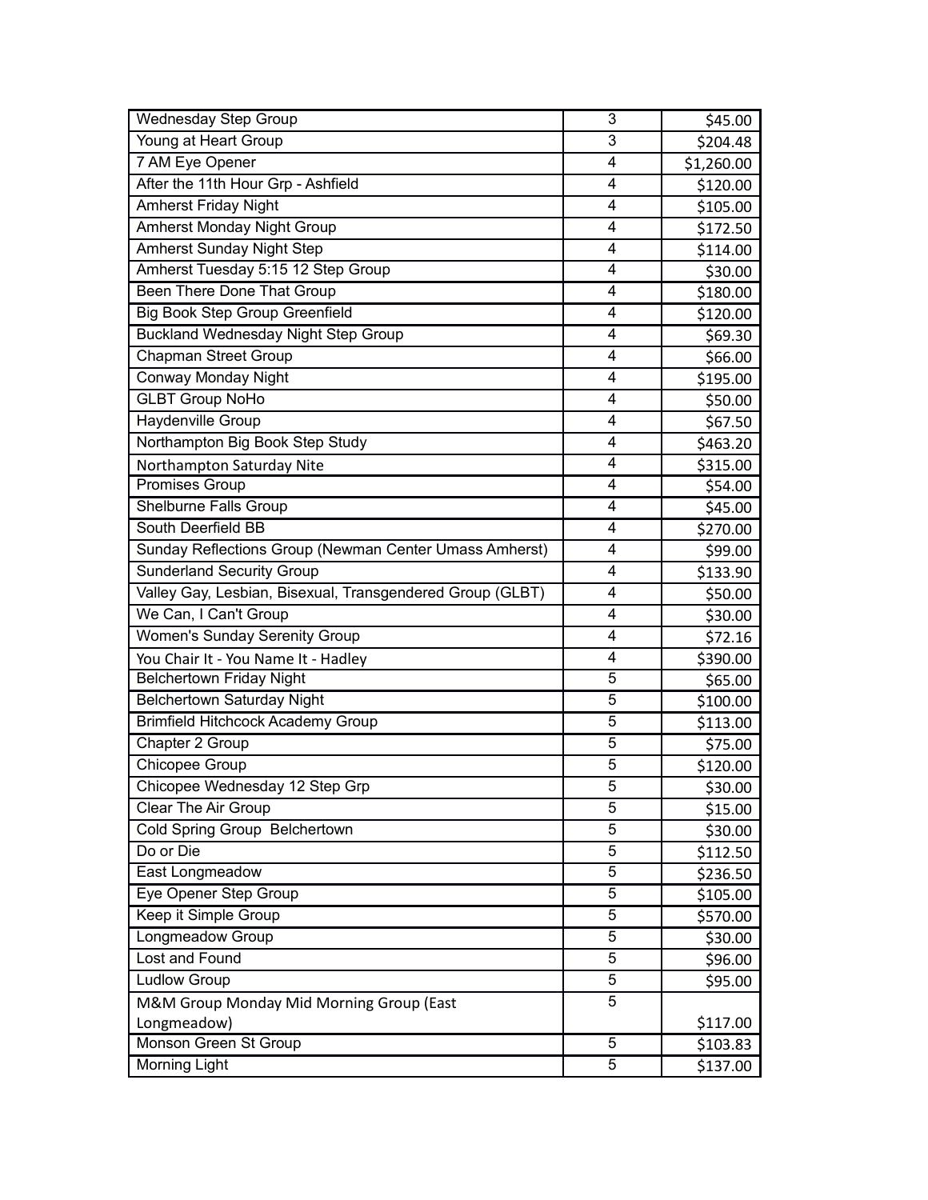| Wednesday Step Group | 3 | $45.00 |
|---|---|---|
| Young at Heart Group | 3 | $204.48 |
| 7 AM Eye Opener | 4 | $1,260.00 |
| After the 11th Hour Grp - Ashfield | 4 | $120.00 |
| Amherst Friday Night | 4 | $105.00 |
| Amherst Monday Night Group | 4 | $172.50 |
| Amherst Sunday Night Step | 4 | $114.00 |
| Amherst Tuesday 5:15 12 Step Group | 4 | $30.00 |
| Been There Done That Group | 4 | $180.00 |
| Big Book Step Group Greenfield | 4 | $120.00 |
| Buckland Wednesday Night Step Group | 4 | $69.30 |
| Chapman Street Group | 4 | $66.00 |
| Conway Monday Night | 4 | $195.00 |
| GLBT Group NoHo | 4 | $50.00 |
| Haydenville Group | 4 | $67.50 |
| Northampton Big Book Step Study | 4 | $463.20 |
| Northampton Saturday Nite | 4 | $315.00 |
| Promises Group | 4 | $54.00 |
| Shelburne Falls Group | 4 | $45.00 |
| South Deerfield BB | 4 | $270.00 |
| Sunday Reflections Group (Newman Center Umass Amherst) | 4 | $99.00 |
| Sunderland Security Group | 4 | $133.90 |
| Valley Gay, Lesbian, Bisexual, Transgendered Group (GLBT) | 4 | $50.00 |
| We Can, I Can't Group | 4 | $30.00 |
| Women's Sunday Serenity Group | 4 | $72.16 |
| You Chair It - You Name It - Hadley | 4 | $390.00 |
| Belchertown Friday Night | 5 | $65.00 |
| Belchertown Saturday Night | 5 | $100.00 |
| Brimfield Hitchcock Academy Group | 5 | $113.00 |
| Chapter 2 Group | 5 | $75.00 |
| Chicopee Group | 5 | $120.00 |
| Chicopee Wednesday 12 Step Grp | 5 | $30.00 |
| Clear The Air Group | 5 | $15.00 |
| Cold Spring Group Belchertown | 5 | $30.00 |
| Do or Die | 5 | $112.50 |
| East Longmeadow | 5 | $236.50 |
| Eye Opener Step Group | 5 | $105.00 |
| Keep it Simple Group | 5 | $570.00 |
| Longmeadow Group | 5 | $30.00 |
| Lost and Found | 5 | $96.00 |
| Ludlow Group | 5 | $95.00 |
| M&M Group Monday Mid Morning Group (East Longmeadow) | 5 | $117.00 |
| Monson Green St Group | 5 | $103.83 |
| Morning Light | 5 | $137.00 |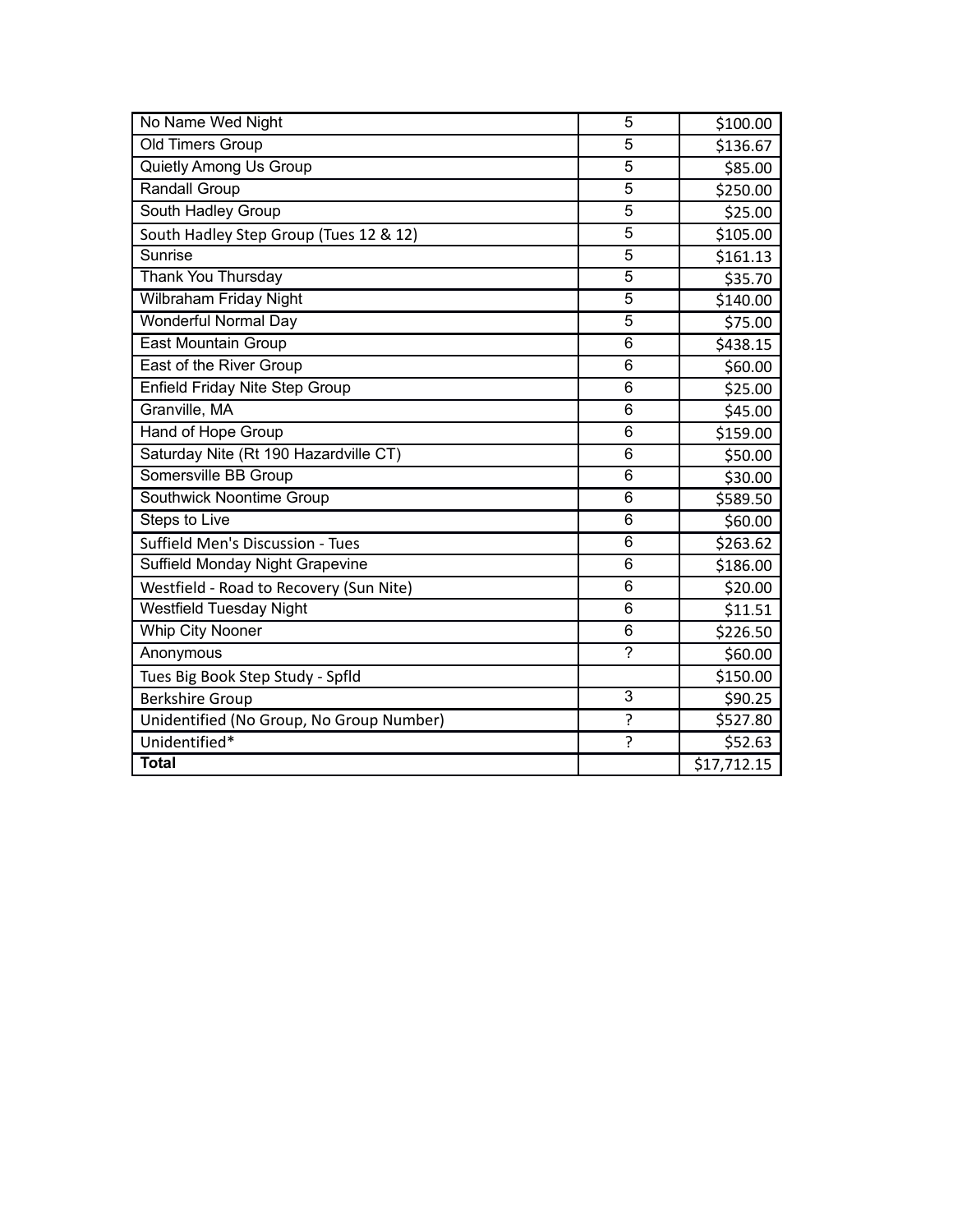| | | |
|---|---|---|
| No Name Wed Night | 5 | $100.00 |
| Old Timers Group | 5 | $136.67 |
| Quietly Among Us Group | 5 | $85.00 |
| Randall Group | 5 | $250.00 |
| South Hadley Group | 5 | $25.00 |
| South Hadley Step Group (Tues 12 & 12) | 5 | $105.00 |
| Sunrise | 5 | $161.13 |
| Thank You Thursday | 5 | $35.70 |
| Wilbraham Friday Night | 5 | $140.00 |
| Wonderful Normal Day | 5 | $75.00 |
| East Mountain Group | 6 | $438.15 |
| East of the River Group | 6 | $60.00 |
| Enfield Friday Nite Step Group | 6 | $25.00 |
| Granville, MA | 6 | $45.00 |
| Hand of Hope Group | 6 | $159.00 |
| Saturday Nite (Rt 190 Hazardville CT) | 6 | $50.00 |
| Somersville BB Group | 6 | $30.00 |
| Southwick Noontime Group | 6 | $589.50 |
| Steps to Live | 6 | $60.00 |
| Suffield Men's Discussion - Tues | 6 | $263.62 |
| Suffield Monday Night Grapevine | 6 | $186.00 |
| Westfield - Road to Recovery (Sun Nite) | 6 | $20.00 |
| Westfield Tuesday Night | 6 | $11.51 |
| Whip City Nooner | 6 | $226.50 |
| Anonymous | ? | $60.00 |
| Tues Big Book Step Study - Spfld | | $150.00 |
| Berkshire Group | 3 | $90.25 |
| Unidentified (No Group, No Group Number) | ? | $527.80 |
| Unidentified* | ? | $52.63 |
| **Total** | | $17,712.15 |